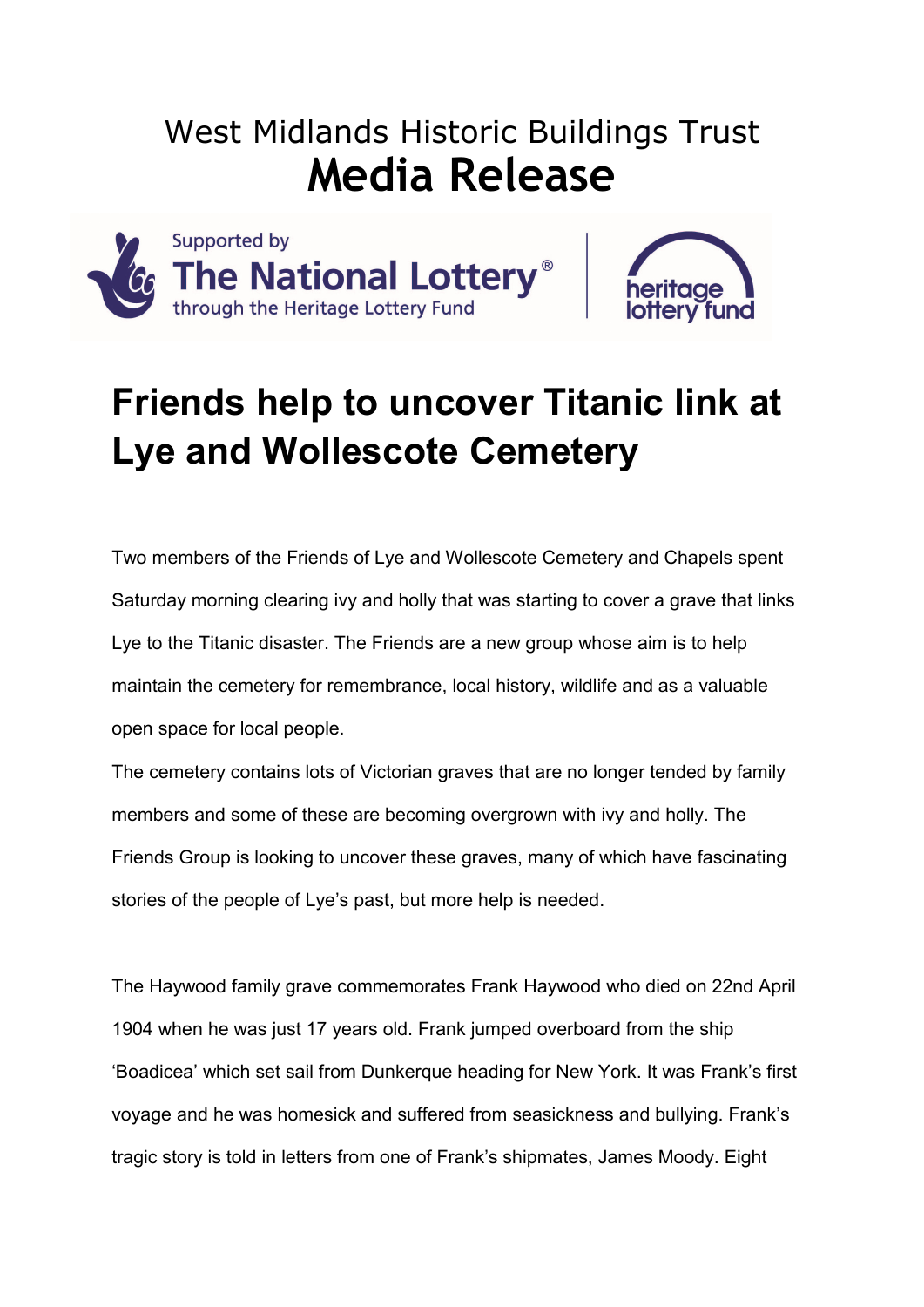West Midlands Historic Buildings Trust

# Media Release

Supported by The National Lottery® through the Heritage Lottery Fund

heritage lottery fund

## Friends help to uncover Titanic link at Lye and Wollescote Cemetery

Two members of the Friends of Lye and Wollescote Cemetery and Chapels spent Saturday morning clearing ivy and holly that was starting to cover a grave that links Lye to the Titanic disaster. The Friends are a new group whose aim is to help maintain the cemetery for remembrance, local history, wildlife and as a valuable open space for local people.

The cemetery contains lots of Victorian graves that are no longer tended by family members and some of these are becoming overgrown with ivy and holly. The Friends Group is looking to uncover these graves, many of which have fascinating stories of the people of Lye's past, but more help is needed.

The Haywood family grave commemorates Frank Haywood who died on 22nd April 1904 when he was just 17 years old. Frank jumped overboard from the ship 'Boadicea' which set sail from Dunkerque heading for New York. It was Frank's first voyage and he was homesick and suffered from seasickness and bullying. Frank's tragic story is told in letters from one of Frank's shipmates, James Moody. Eight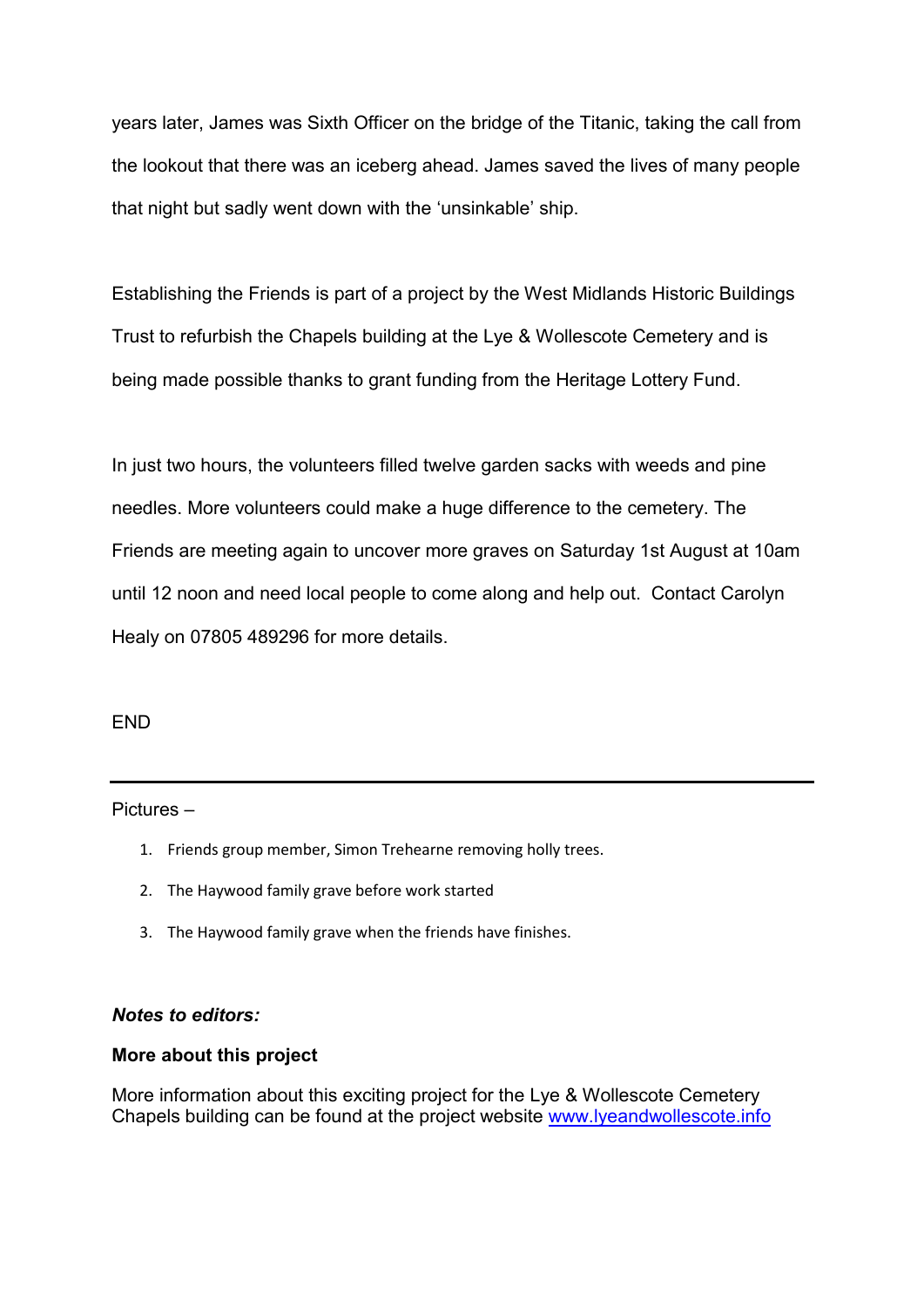years later, James was Sixth Officer on the bridge of the Titanic, taking the call from the lookout that there was an iceberg ahead. James saved the lives of many people that night but sadly went down with the 'unsinkable' ship.

Establishing the Friends is part of a project by the West Midlands Historic Buildings Trust to refurbish the Chapels building at the Lye & Wollescote Cemetery and is being made possible thanks to grant funding from the Heritage Lottery Fund.

In just two hours, the volunteers filled twelve garden sacks with weeds and pine needles. More volunteers could make a huge difference to the cemetery. The Friends are meeting again to uncover more graves on Saturday 1st August at 10am until 12 noon and need local people to come along and help out. Contact Carolyn Healy on 07805 489296 for more details.

END

---

Pictures –

1. Friends group member, Simon Trehearne removing holly trees.
2. The Haywood family grave before work started
3. The Haywood family grave when the friends have finishes.

***Notes to editors:***

**More about this project**

More information about this exciting project for the Lye & Wollescote Cemetery Chapels building can be found at the project website [www.lyeandwollescote.info](http://www.lyeandwollescote.info)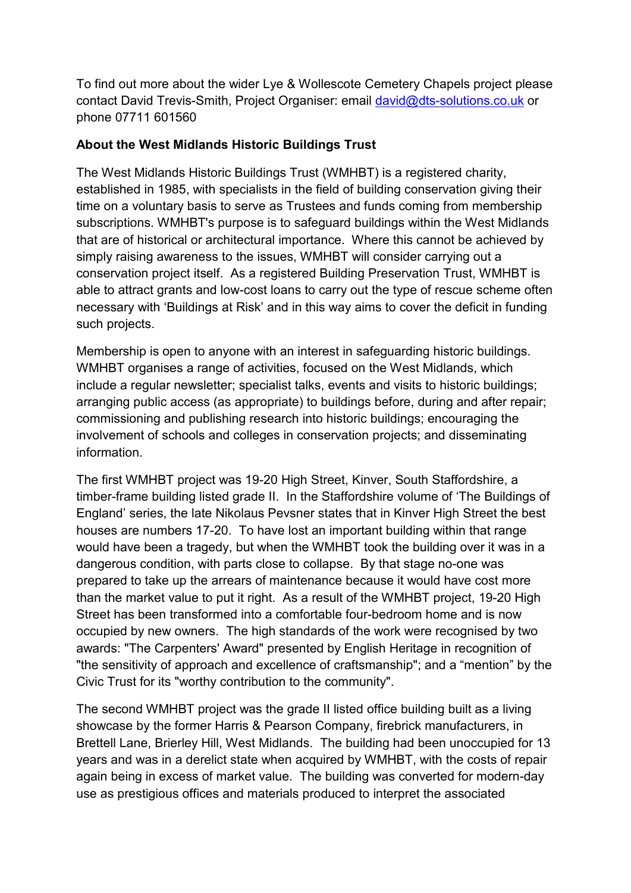To find out more about the wider Lye & Wollescote Cemetery Chapels project please contact David Trevis-Smith, Project Organiser: email [david@dts-solutions.co.uk](mailto:david@dts-solutions.co.uk) or phone 07711 601560

**About the West Midlands Historic Buildings Trust**

The West Midlands Historic Buildings Trust (WMHBT) is a registered charity, established in 1985, with specialists in the field of building conservation giving their time on a voluntary basis to serve as Trustees and funds coming from membership subscriptions. WMHBT's purpose is to safeguard buildings within the West Midlands that are of historical or architectural importance. Where this cannot be achieved by simply raising awareness to the issues, WMHBT will consider carrying out a conservation project itself. As a registered Building Preservation Trust, WMHBT is able to attract grants and low-cost loans to carry out the type of rescue scheme often necessary with 'Buildings at Risk' and in this way aims to cover the deficit in funding such projects.

Membership is open to anyone with an interest in safeguarding historic buildings. WMHBT organises a range of activities, focused on the West Midlands, which include a regular newsletter; specialist talks, events and visits to historic buildings; arranging public access (as appropriate) to buildings before, during and after repair; commissioning and publishing research into historic buildings; encouraging the involvement of schools and colleges in conservation projects; and disseminating information.

The first WMHBT project was 19-20 High Street, Kinver, South Staffordshire, a timber-frame building listed grade II. In the Staffordshire volume of 'The Buildings of England' series, the late Nikolaus Pevsner states that in Kinver High Street the best houses are numbers 17-20. To have lost an important building within that range would have been a tragedy, but when the WMHBT took the building over it was in a dangerous condition, with parts close to collapse. By that stage no-one was prepared to take up the arrears of maintenance because it would have cost more than the market value to put it right. As a result of the WMHBT project, 19-20 High Street has been transformed into a comfortable four-bedroom home and is now occupied by new owners. The high standards of the work were recognised by two awards: "The Carpenters' Award" presented by English Heritage in recognition of "the sensitivity of approach and excellence of craftsmanship"; and a "mention" by the Civic Trust for its "worthy contribution to the community".

The second WMHBT project was the grade II listed office building built as a living showcase by the former Harris & Pearson Company, firebrick manufacturers, in Brettell Lane, Brierley Hill, West Midlands. The building had been unoccupied for 13 years and was in a derelict state when acquired by WMHBT, with the costs of repair again being in excess of market value. The building was converted for modern-day use as prestigious offices and materials produced to interpret the associated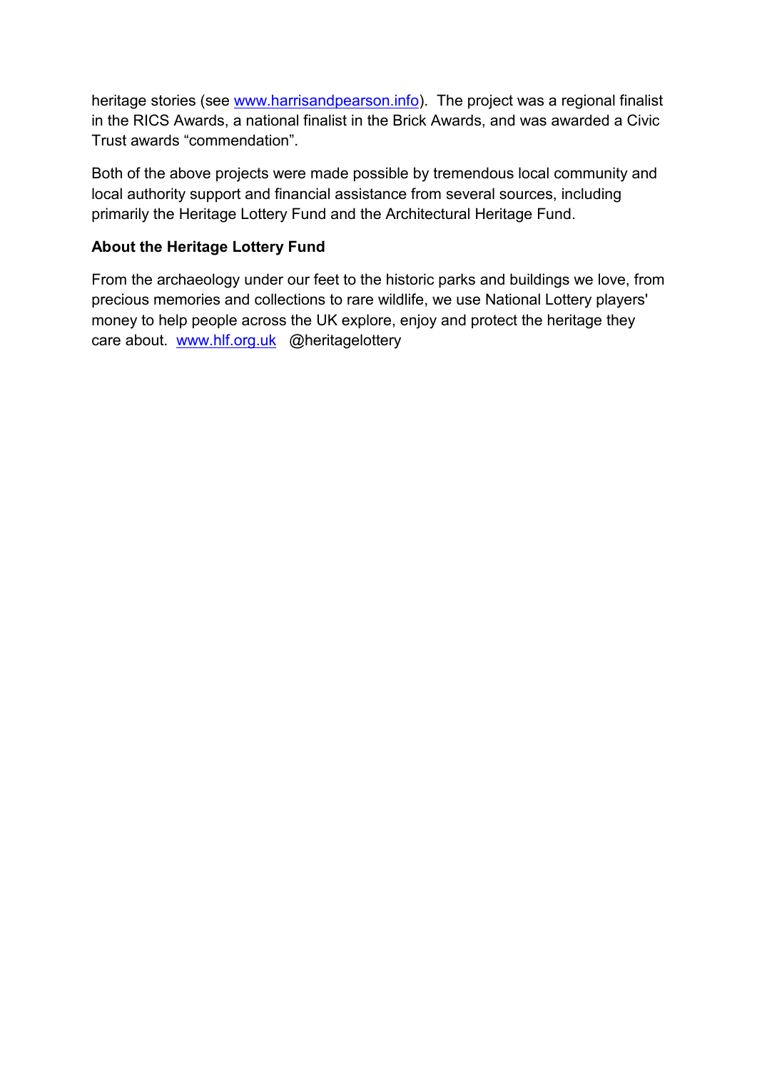heritage stories (see www.harrisandpearson.info). The project was a regional finalist in the RICS Awards, a national finalist in the Brick Awards, and was awarded a Civic Trust awards "commendation".

Both of the above projects were made possible by tremendous local community and local authority support and financial assistance from several sources, including primarily the Heritage Lottery Fund and the Architectural Heritage Fund.

**About the Heritage Lottery Fund**

From the archaeology under our feet to the historic parks and buildings we love, from precious memories and collections to rare wildlife, we use National Lottery players' money to help people across the UK explore, enjoy and protect the heritage they care about. www.hlf.org.uk @heritagelottery